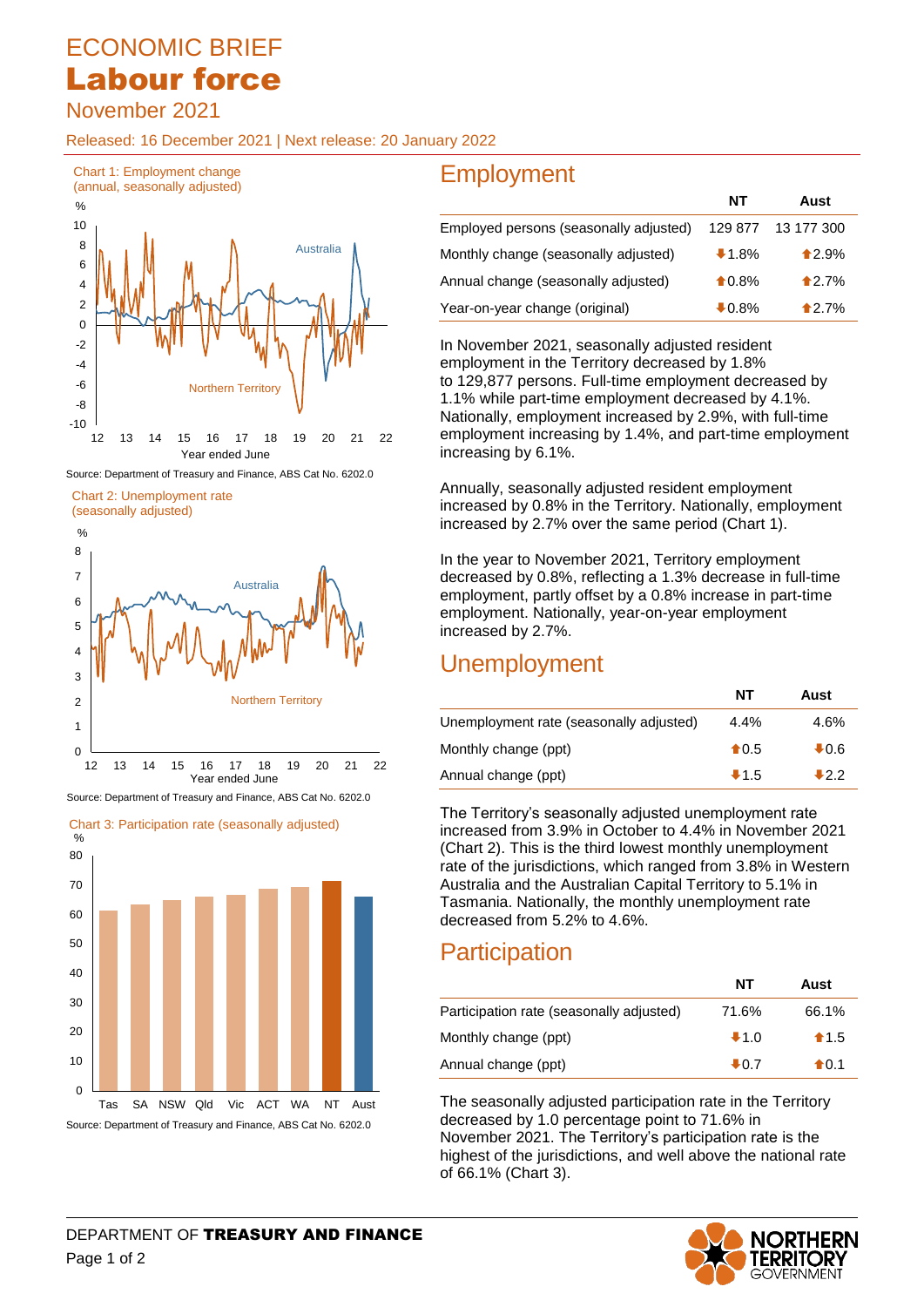# ECONOMIC BRIEF

# Labour force

## November 2021

Released: 16 December 2021 | Next release: 20 January 2022

Chart 1: Employment change (annual, seasonally adjusted)

Source: Department of Treasury and Finance, ABS Cat No. 6202.0

Chart 2: Unemployment rate (seasonally adjusted)

Source: Department of Treasury and Finance, ABS Cat No. 6202.0

Chart 3: Participation rate (seasonally adjusted)

Source: Department of Treasury and Finance, ABS Cat No. 6202.0

## Employment

| | NT | Aust |
|---|---|---|
| Employed persons (seasonally adjusted) | 129 877 | 13 177 300 |
| Monthly change (seasonally adjusted) | ⬇1.8% | ⬆2.9% |
| Annual change (seasonally adjusted) | ⬆0.8% | ⬆2.7% |
| Year-on-year change (original) | ⬇0.8% | ⬆2.7% |

In November 2021, seasonally adjusted resident employment in the Territory decreased by 1.8% to 129,877 persons. Full-time employment decreased by 1.1% while part-time employment decreased by 4.1%. Nationally, employment increased by 2.9%, with full-time employment increasing by 1.4%, and part-time employment increasing by 6.1%.

Annually, seasonally adjusted resident employment increased by 0.8% in the Territory. Nationally, employment increased by 2.7% over the same period (Chart 1).

In the year to November 2021, Territory employment decreased by 0.8%, reflecting a 1.3% decrease in full-time employment, partly offset by a 0.8% increase in part-time employment. Nationally, year-on-year employment increased by 2.7%.

## Unemployment

| | NT | Aust |
|---|---|---|
| Unemployment rate (seasonally adjusted) | 4.4% | 4.6% |
| Monthly change (ppt) | ⬆0.5 | ⬇0.6 |
| Annual change (ppt) | ⬇1.5 | ⬇2.2 |

The Territory's seasonally adjusted unemployment rate increased from 3.9% in October to 4.4% in November 2021 (Chart 2). This is the third lowest monthly unemployment rate of the jurisdictions, which ranged from 3.8% in Western Australia and the Australian Capital Territory to 5.1% in Tasmania. Nationally, the monthly unemployment rate decreased from 5.2% to 4.6%.

## Participation

| | NT | Aust |
|---|---|---|
| Participation rate (seasonally adjusted) | 71.6% | 66.1% |
| Monthly change (ppt) | ⬇1.0 | ⬆1.5 |
| Annual change (ppt) | ⬇0.7 | ⬆0.1 |

The seasonally adjusted participation rate in the Territory decreased by 1.0 percentage point to 71.6% in November 2021. The Territory's participation rate is the highest of the jurisdictions, and well above the national rate of 66.1% (Chart 3).

DEPARTMENT OF **TREASURY AND FINANCE**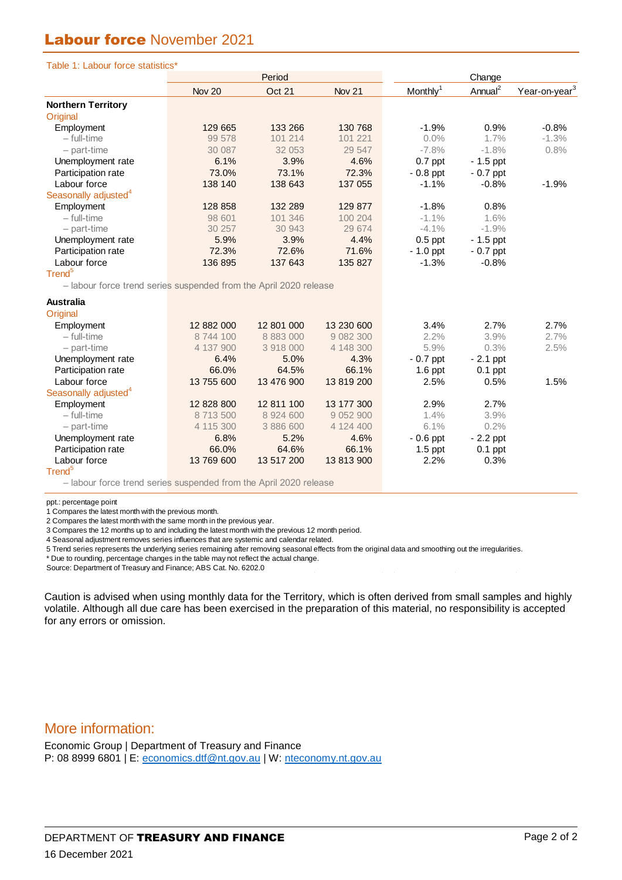# Labour force November 2021

Table 1: Labour force statistics*

| | Period | | | Change | | |
|---|---|---|---|---|---|---|
| | Nov 20 | Oct 21 | Nov 21 | Monthly[1] | Annual[2] | Year-on-year[3] |
| **Northern Territory** | | | | | | |
| Original | | | | | | |
| Employment | 129 665 | 133 266 | 130 768 | -1.9% | 0.9% | -0.8% |
| – full-time | 99 578 | 101 214 | 101 221 | 0.0% | 1.7% | -1.3% |
| – part-time | 30 087 | 32 053 | 29 547 | -7.8% | -1.8% | 0.8% |
| Unemployment rate | 6.1% | 3.9% | 4.6% | 0.7 ppt | - 1.5 ppt | |
| Participation rate | 73.0% | 73.1% | 72.3% | - 0.8 ppt | - 0.7 ppt | |
| Labour force | 138 140 | 138 643 | 137 055 | -1.1% | -0.8% | -1.9% |
| Seasonally adjusted[4] | | | | | | |
| Employment | 128 858 | 132 289 | 129 877 | -1.8% | 0.8% | |
| – full-time | 98 601 | 101 346 | 100 204 | -1.1% | 1.6% | |
| – part-time | 30 257 | 30 943 | 29 674 | -4.1% | -1.9% | |
| Unemployment rate | 5.9% | 3.9% | 4.4% | 0.5 ppt | - 1.5 ppt | |
| Participation rate | 72.3% | 72.6% | 71.6% | - 1.0 ppt | - 0.7 ppt | |
| Labour force | 136 895 | 137 643 | 135 827 | -1.3% | -0.8% | |
| Trend[5] | | | | | | |
| – labour force trend series suspended from the April 2020 release | | | | | | |
| **Australia** | | | | | | |
| Original | | | | | | |
| Employment | 12 882 000 | 12 801 000 | 13 230 600 | 3.4% | 2.7% | 2.7% |
| – full-time | 8 744 100 | 8 883 000 | 9 082 300 | 2.2% | 3.9% | 2.7% |
| – part-time | 4 137 900 | 3 918 000 | 4 148 300 | 5.9% | 0.3% | 2.5% |
| Unemployment rate | 6.4% | 5.0% | 4.3% | - 0.7 ppt | - 2.1 ppt | |
| Participation rate | 66.0% | 64.5% | 66.1% | 1.6 ppt | 0.1 ppt | |
| Labour force | 13 755 600 | 13 476 900 | 13 819 200 | 2.5% | 0.5% | 1.5% |
| Seasonally adjusted[4] | | | | | | |
| Employment | 12 828 800 | 12 811 100 | 13 177 300 | 2.9% | 2.7% | |
| – full-time | 8 713 500 | 8 924 600 | 9 052 900 | 1.4% | 3.9% | |
| – part-time | 4 115 300 | 3 886 600 | 4 124 400 | 6.1% | 0.2% | |
| Unemployment rate | 6.8% | 5.2% | 4.6% | - 0.6 ppt | - 2.2 ppt | |
| Participation rate | 66.0% | 64.6% | 66.1% | 1.5 ppt | 0.1 ppt | |
| Labour force | 13 769 600 | 13 517 200 | 13 813 900 | 2.2% | 0.3% | |
| Trend[5] | | | | | | |
| – labour force trend series suspended from the April 2020 release | | | | | | |

ppt.: percentage point
1 Compares the latest month with the previous month.
2 Compares the latest month with the same month in the previous year.
3 Compares the 12 months up to and including the latest month with the previous 12 month period.
4 Seasonal adjustment removes series influences that are systemic and calendar related.
5 Trend series represents the underlying series remaining after removing seasonal effects from the original data and smoothing out the irregularities.
* Due to rounding, percentage changes in the table may not reflect the actual change.
Source: Department of Treasury and Finance; ABS Cat. No. 6202.0

Caution is advised when using monthly data for the Territory, which is often derived from small samples and highly volatile. Although all due care has been exercised in the preparation of this material, no responsibility is accepted for any errors or omission.

## More information:

Economic Group | Department of Treasury and Finance
P: 08 8999 6801 | E: economics.dtf@nt.gov.au | W: nteconomy.nt.gov.au

DEPARTMENT OF **TREASURY AND FINANCE**

16 December 2021